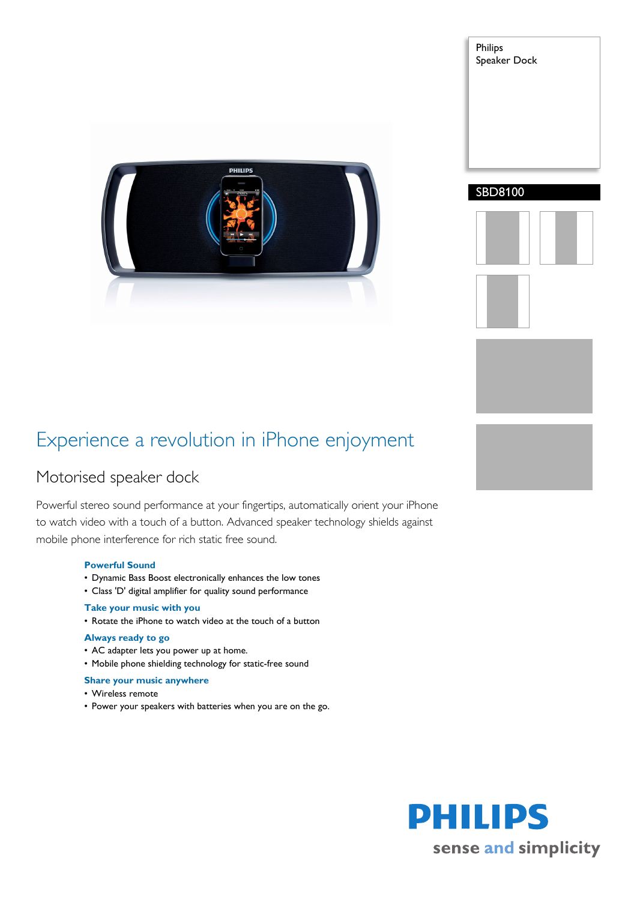Philips
Speaker Dock

SBD8100

# Experience a revolution in iPhone enjoyment

## Motorised speaker dock

Powerful stereo sound performance at your fingertips, automatically orient your iPhone to watch video with a touch of a button. Advanced speaker technology shields against mobile phone interference for rich static free sound.

**Powerful Sound**
- Dynamic Bass Boost electronically enhances the low tones
- Class 'D' digital amplifier for quality sound performance

**Take your music with you**
- Rotate the iPhone to watch video at the touch of a button

**Always ready to go**
- AC adapter lets you power up at home.
- Mobile phone shielding technology for static-free sound

**Share your music anywhere**
- Wireless remote
- Power your speakers with batteries when you are on the go.

PHILIPS
sense and simplicity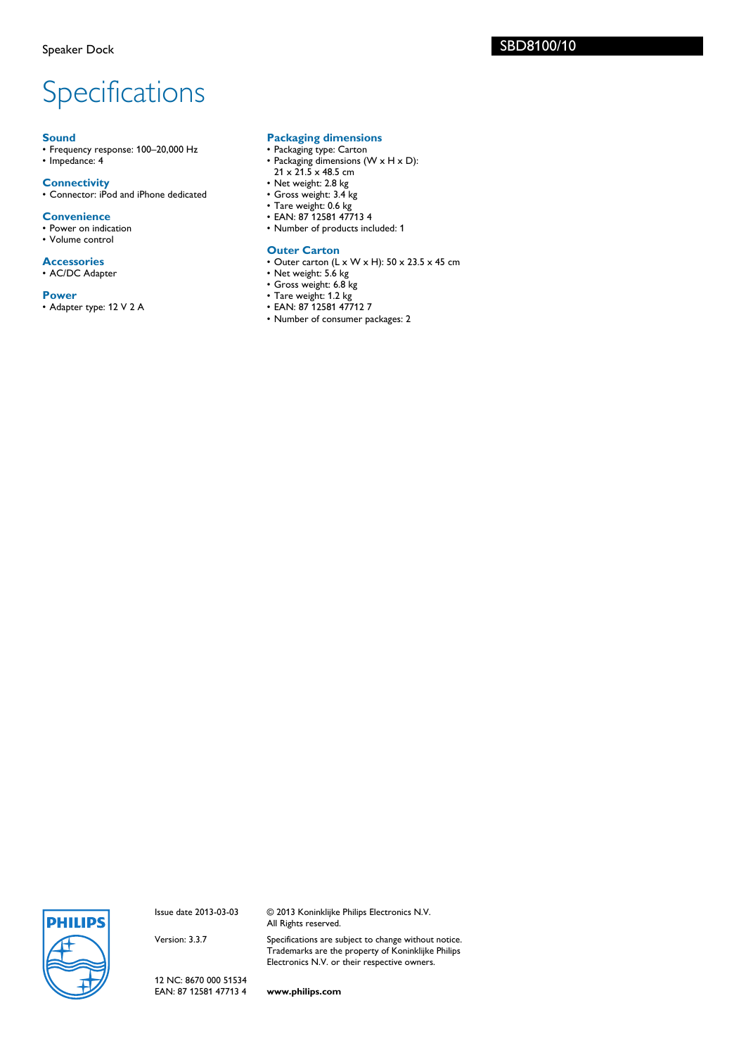# Specifications

### Sound
- Frequency response: 100–20,000 Hz
- Impedance: 4

### Connectivity
- Connector: iPod and iPhone dedicated

### Convenience
- Power on indication
- Volume control

### Accessories
- AC/DC Adapter

### Power
- Adapter type: 12 V 2 A

### Packaging dimensions
- Packaging type: Carton
- Packaging dimensions (W x H x D): 21 x 21.5 x 48.5 cm
- Net weight: 2.8 kg
- Gross weight: 3.4 kg
- Tare weight: 0.6 kg
- EAN: 87 12581 47713 4
- Number of products included: 1

### Outer Carton
- Outer carton (L x W x H): 50 x 23.5 x 45 cm
- Net weight: 5.6 kg
- Gross weight: 6.8 kg
- Tare weight: 1.2 kg
- EAN: 87 12581 47712 7
- Number of consumer packages: 2

Issue date 2013-03-03

Version: 3.3.7

12 NC: 8670 000 51534
EAN: 87 12581 47713 4

© 2013 Koninklijke Philips Electronics N.V.
All Rights reserved.

Specifications are subject to change without notice. Trademarks are the property of Koninklijke Philips Electronics N.V. or their respective owners.

**www.philips.com**